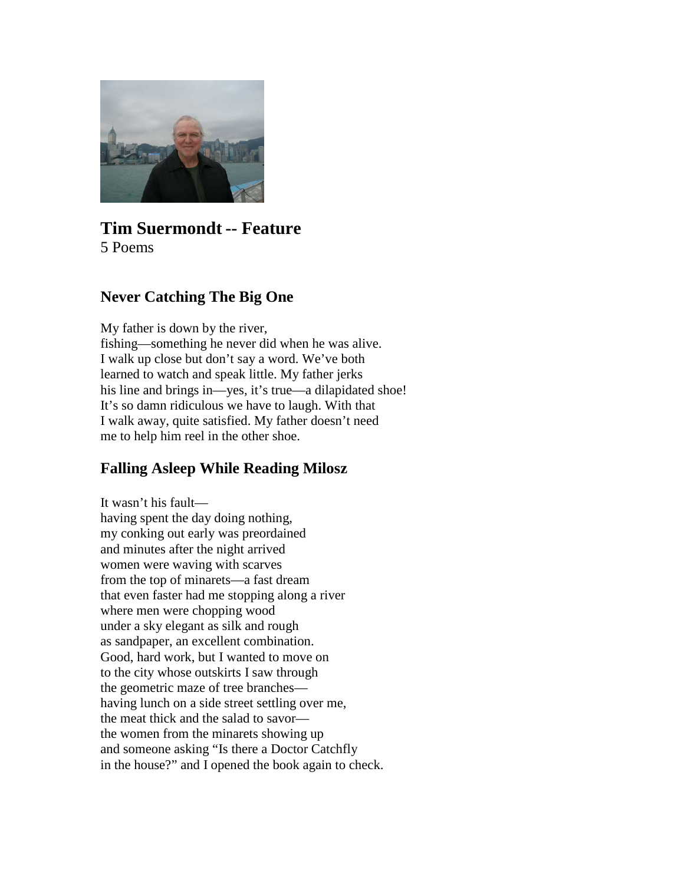# Tim Suermondt -- Feature

5 Poems

## Never Catching The Big One

My father is down by the river,
fishing—something he never did when he was alive.
I walk up close but don't say a word. We've both
learned to watch and speak little. My father jerks
his line and brings in—yes, it's true—a dilapidated shoe!
It's so damn ridiculous we have to laugh. With that
I walk away, quite satisfied. My father doesn't need
me to help him reel in the other shoe.

## Falling Asleep While Reading Milosz

It wasn't his fault—
having spent the day doing nothing,
my conking out early was preordained
and minutes after the night arrived
women were waving with scarves
from the top of minarets—a fast dream
that even faster had me stopping along a river
where men were chopping wood
under a sky elegant as silk and rough
as sandpaper, an excellent combination.
Good, hard work, but I wanted to move on
to the city whose outskirts I saw through
the geometric maze of tree branches—
having lunch on a side street settling over me,
the meat thick and the salad to savor—
the women from the minarets showing up
and someone asking "Is there a Doctor Catchfly
in the house?" and I opened the book again to check.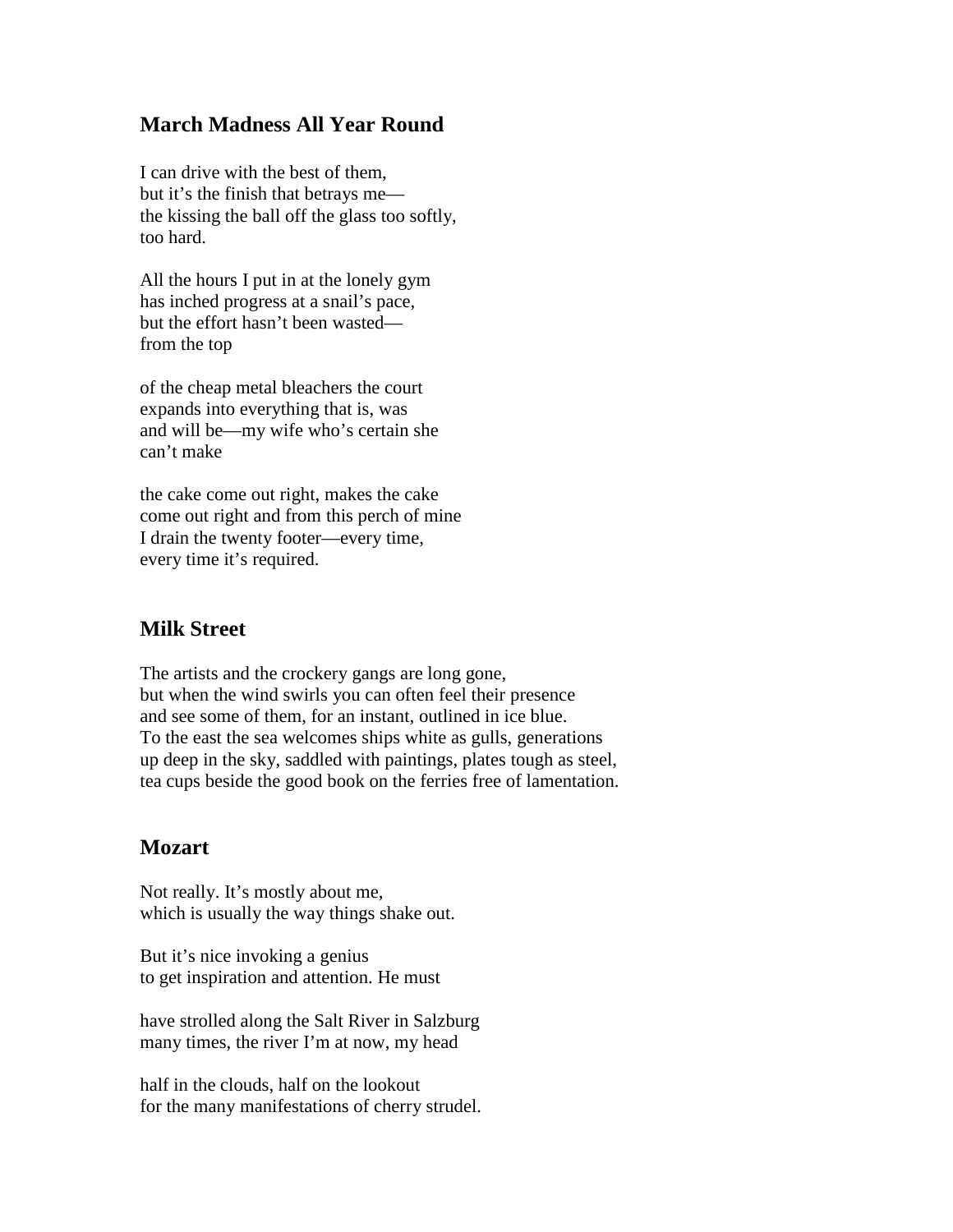## March Madness All Year Round

I can drive with the best of them,
but it's the finish that betrays me—
the kissing the ball off the glass too softly,
too hard.

All the hours I put in at the lonely gym
has inched progress at a snail's pace,
but the effort hasn't been wasted—
from the top

of the cheap metal bleachers the court
expands into everything that is, was
and will be—my wife who's certain she
can't make

the cake come out right, makes the cake
come out right and from this perch of mine
I drain the twenty footer—every time,
every time it's required.

## Milk Street

The artists and the crockery gangs are long gone,
but when the wind swirls you can often feel their presence
and see some of them, for an instant, outlined in ice blue.
To the east the sea welcomes ships white as gulls, generations
up deep in the sky, saddled with paintings, plates tough as steel,
tea cups beside the good book on the ferries free of lamentation.

## Mozart

Not really. It's mostly about me,
which is usually the way things shake out.

But it's nice invoking a genius
to get inspiration and attention. He must

have strolled along the Salt River in Salzburg
many times, the river I'm at now, my head

half in the clouds, half on the lookout
for the many manifestations of cherry strudel.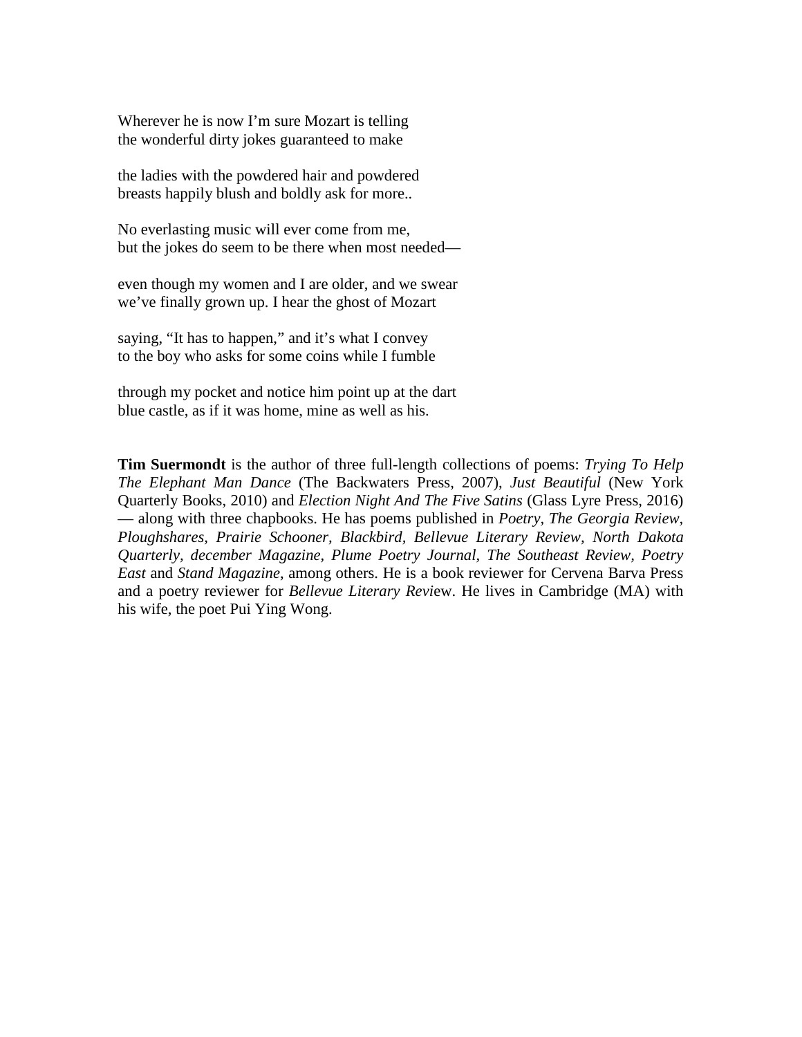Wherever he is now I'm sure Mozart is telling
the wonderful dirty jokes guaranteed to make

the ladies with the powdered hair and powdered
breasts happily blush and boldly ask for more..

No everlasting music will ever come from me,
but the jokes do seem to be there when most needed—

even though my women and I are older, and we swear
we've finally grown up. I hear the ghost of Mozart

saying, "It has to happen," and it's what I convey
to the boy who asks for some coins while I fumble

through my pocket and notice him point up at the dart
blue castle, as if it was home, mine as well as his.

**Tim Suermondt** is the author of three full-length collections of poems: *Trying To Help The Elephant Man Dance* (The Backwaters Press, 2007), *Just Beautiful* (New York Quarterly Books, 2010) and *Election Night And The Five Satins* (Glass Lyre Press, 2016) — along with three chapbooks. He has poems published in *Poetry, The Georgia Review, Ploughshares, Prairie Schooner, Blackbird, Bellevue Literary Review, North Dakota Quarterly, december Magazine, Plume Poetry Journal, The Southeast Review, Poetry East* and *Stand Magazine*, among others. He is a book reviewer for Cervena Barva Press and a poetry reviewer for *Bellevue Literary Revi*ew. He lives in Cambridge (MA) with his wife, the poet Pui Ying Wong.